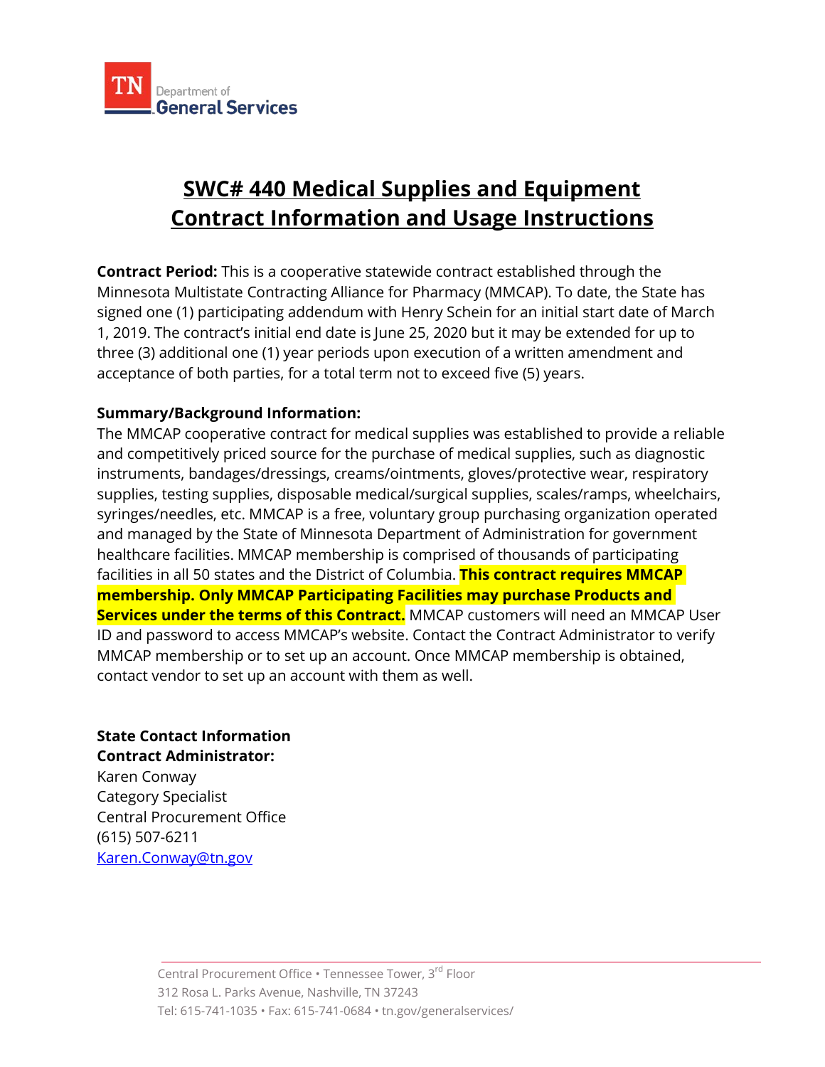TN Department of General Services

# SWC# 440 Medical Supplies and Equipment Contract Information and Usage Instructions

**Contract Period:** This is a cooperative statewide contract established through the Minnesota Multistate Contracting Alliance for Pharmacy (MMCAP). To date, the State has signed one (1) participating addendum with Henry Schein for an initial start date of March 1, 2019. The contract's initial end date is June 25, 2020 but it may be extended for up to three (3) additional one (1) year periods upon execution of a written amendment and acceptance of both parties, for a total term not to exceed five (5) years.

**Summary/Background Information:**

The MMCAP cooperative contract for medical supplies was established to provide a reliable and competitively priced source for the purchase of medical supplies, such as diagnostic instruments, bandages/dressings, creams/ointments, gloves/protective wear, respiratory supplies, testing supplies, disposable medical/surgical supplies, scales/ramps, wheelchairs, syringes/needles, etc. MMCAP is a free, voluntary group purchasing organization operated and managed by the State of Minnesota Department of Administration for government healthcare facilities. MMCAP membership is comprised of thousands of participating facilities in all 50 states and the District of Columbia. **This contract requires MMCAP membership. Only MMCAP Participating Facilities may purchase Products and Services under the terms of this Contract.** MMCAP customers will need an MMCAP User ID and password to access MMCAP's website. Contact the Contract Administrator to verify MMCAP membership or to set up an account. Once MMCAP membership is obtained, contact vendor to set up an account with them as well.

**State Contact Information**
**Contract Administrator:**
Karen Conway
Category Specialist
Central Procurement Office
(615) 507-6211
Karen.Conway@tn.gov

Central Procurement Office • Tennessee Tower, 3rd Floor
312 Rosa L. Parks Avenue, Nashville, TN 37243
Tel: 615-741-1035 • Fax: 615-741-0684 • tn.gov/generalservices/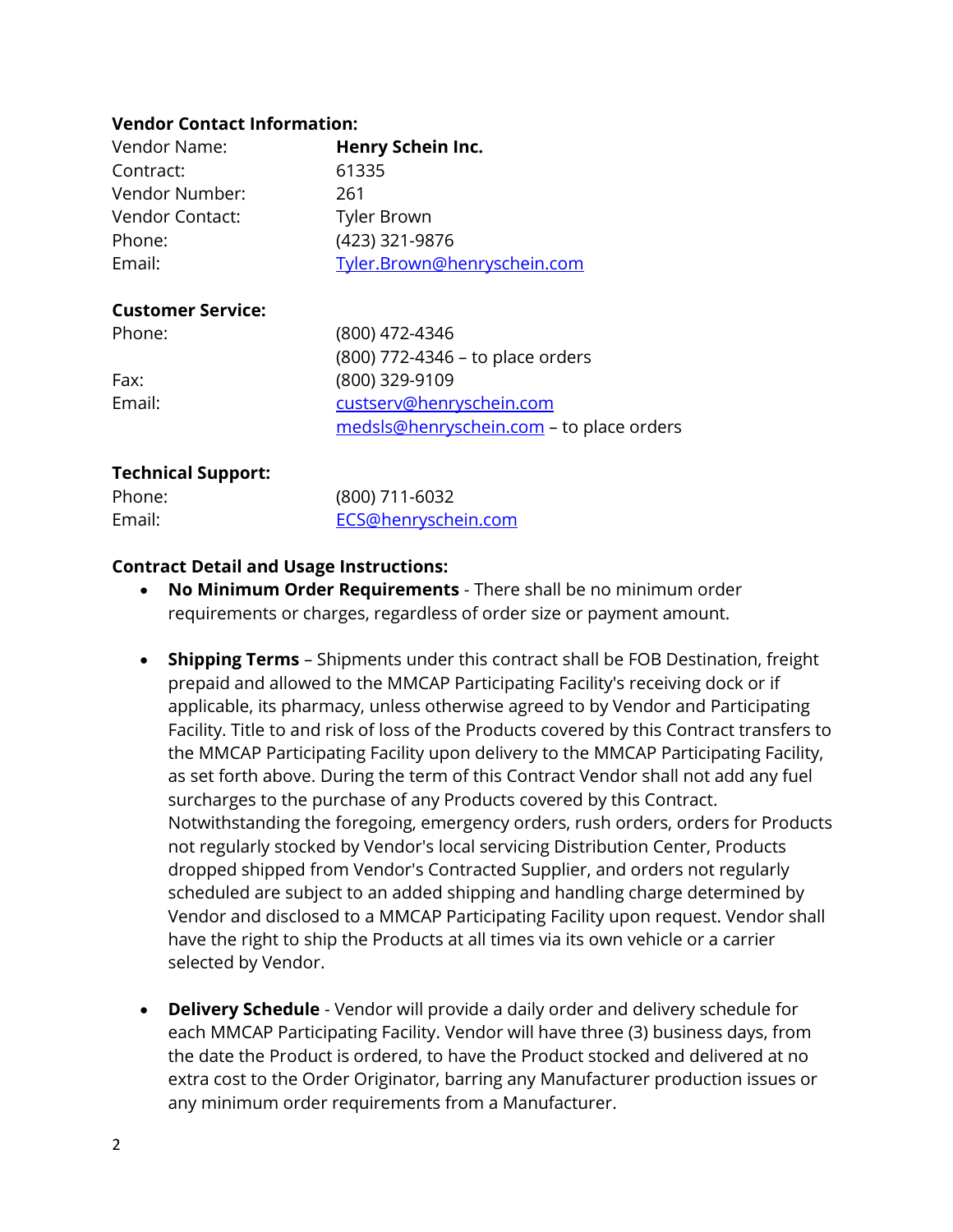**Vendor Contact Information:**

| | |
|---|---|
| Vendor Name: | **Henry Schein Inc.** |
| Contract: | 61335 |
| Vendor Number: | 261 |
| Vendor Contact: | Tyler Brown |
| Phone: | (423) 321-9876 |
| Email: | Tyler.Brown@henryschein.com |

**Customer Service:**

| | |
|---|---|
| Phone: | (800) 472-4346 |
| | (800) 772-4346 – to place orders |
| Fax: | (800) 329-9109 |
| Email: | custserv@henryschein.com |
| | medsls@henryschein.com – to place orders |

**Technical Support:**

| | |
|---|---|
| Phone: | (800) 711-6032 |
| Email: | ECS@henryschein.com |

**Contract Detail and Usage Instructions:**

- **No Minimum Order Requirements** - There shall be no minimum order requirements or charges, regardless of order size or payment amount.

- **Shipping Terms** – Shipments under this contract shall be FOB Destination, freight prepaid and allowed to the MMCAP Participating Facility's receiving dock or if applicable, its pharmacy, unless otherwise agreed to by Vendor and Participating Facility. Title to and risk of loss of the Products covered by this Contract transfers to the MMCAP Participating Facility upon delivery to the MMCAP Participating Facility, as set forth above. During the term of this Contract Vendor shall not add any fuel surcharges to the purchase of any Products covered by this Contract. Notwithstanding the foregoing, emergency orders, rush orders, orders for Products not regularly stocked by Vendor's local servicing Distribution Center, Products dropped shipped from Vendor's Contracted Supplier, and orders not regularly scheduled are subject to an added shipping and handling charge determined by Vendor and disclosed to a MMCAP Participating Facility upon request. Vendor shall have the right to ship the Products at all times via its own vehicle or a carrier selected by Vendor.

- **Delivery Schedule** - Vendor will provide a daily order and delivery schedule for each MMCAP Participating Facility. Vendor will have three (3) business days, from the date the Product is ordered, to have the Product stocked and delivered at no extra cost to the Order Originator, barring any Manufacturer production issues or any minimum order requirements from a Manufacturer.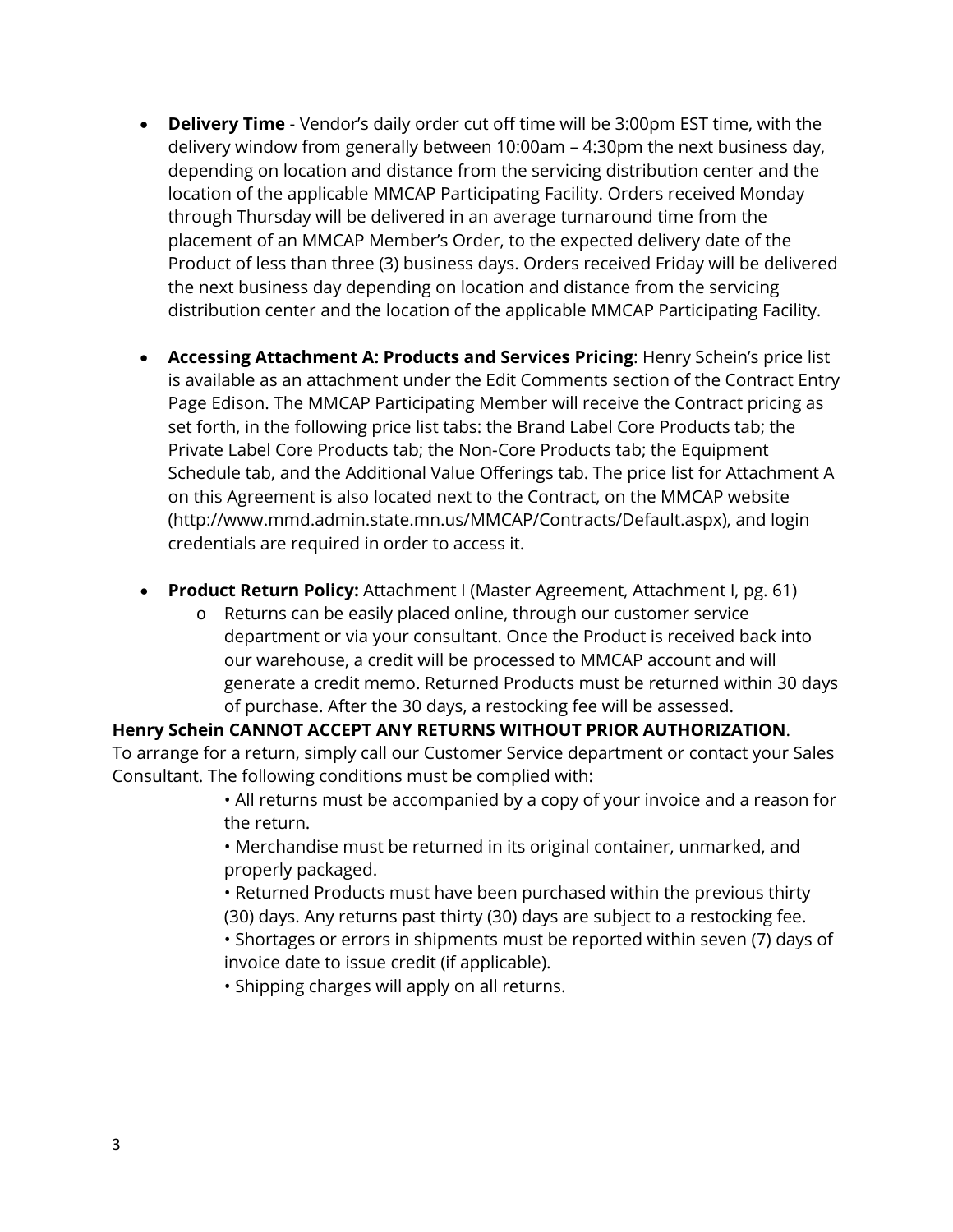- **Delivery Time** - Vendor's daily order cut off time will be 3:00pm EST time, with the delivery window from generally between 10:00am – 4:30pm the next business day, depending on location and distance from the servicing distribution center and the location of the applicable MMCAP Participating Facility. Orders received Monday through Thursday will be delivered in an average turnaround time from the placement of an MMCAP Member's Order, to the expected delivery date of the Product of less than three (3) business days. Orders received Friday will be delivered the next business day depending on location and distance from the servicing distribution center and the location of the applicable MMCAP Participating Facility.

- **Accessing Attachment A: Products and Services Pricing**: Henry Schein's price list is available as an attachment under the Edit Comments section of the Contract Entry Page Edison. The MMCAP Participating Member will receive the Contract pricing as set forth, in the following price list tabs: the Brand Label Core Products tab; the Private Label Core Products tab; the Non-Core Products tab; the Equipment Schedule tab, and the Additional Value Offerings tab. The price list for Attachment A on this Agreement is also located next to the Contract, on the MMCAP website (http://www.mmd.admin.state.mn.us/MMCAP/Contracts/Default.aspx), and login credentials are required in order to access it.

- **Product Return Policy:** Attachment I (Master Agreement, Attachment I, pg. 61)
  - Returns can be easily placed online, through our customer service department or via your consultant. Once the Product is received back into our warehouse, a credit will be processed to MMCAP account and will generate a credit memo. Returned Products must be returned within 30 days of purchase. After the 30 days, a restocking fee will be assessed.

**Henry Schein CANNOT ACCEPT ANY RETURNS WITHOUT PRIOR AUTHORIZATION**.
To arrange for a return, simply call our Customer Service department or contact your Sales Consultant. The following conditions must be complied with:

- All returns must be accompanied by a copy of your invoice and a reason for the return.
- Merchandise must be returned in its original container, unmarked, and properly packaged.
- Returned Products must have been purchased within the previous thirty (30) days. Any returns past thirty (30) days are subject to a restocking fee.
- Shortages or errors in shipments must be reported within seven (7) days of invoice date to issue credit (if applicable).
- Shipping charges will apply on all returns.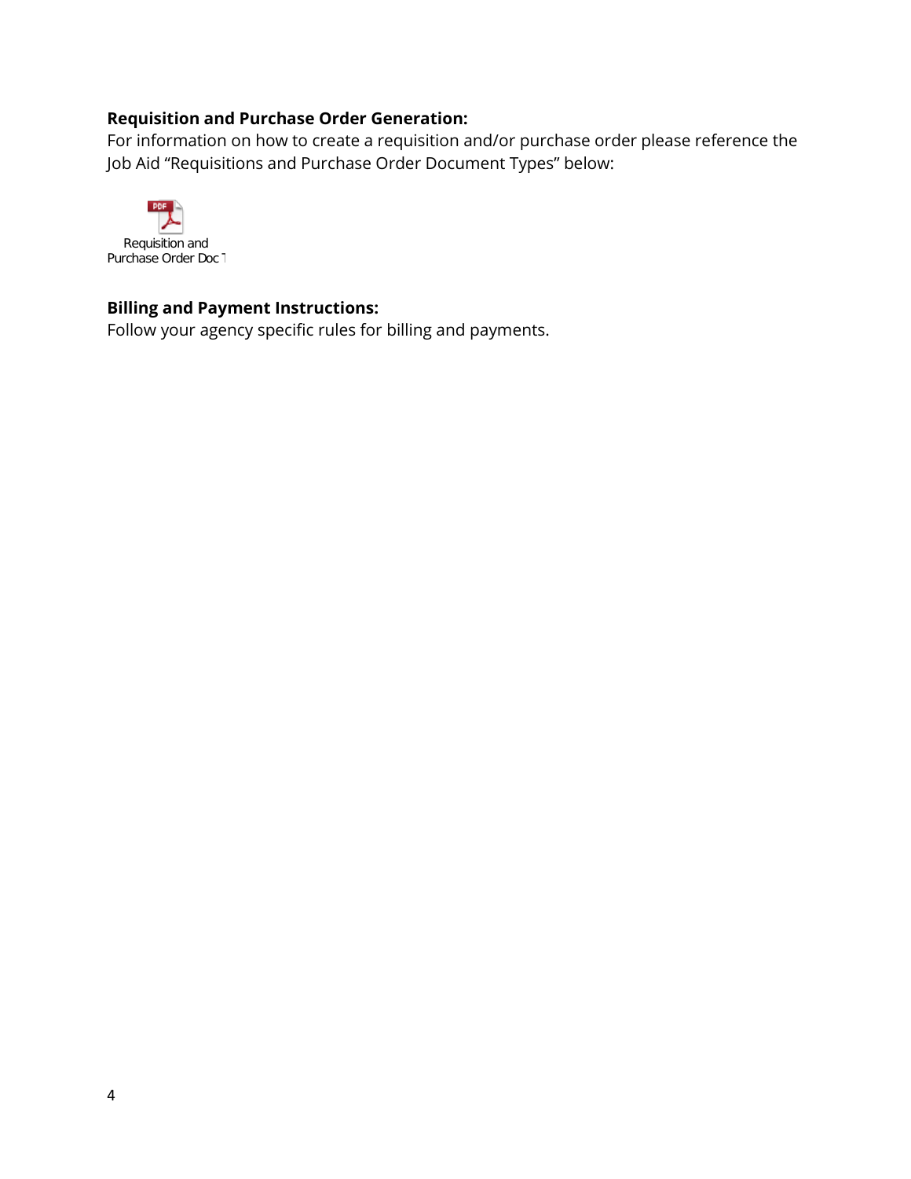**Requisition and Purchase Order Generation:**
For information on how to create a requisition and/or purchase order please reference the Job Aid "Requisitions and Purchase Order Document Types" below:

Requisition and Purchase Order Doc T

**Billing and Payment Instructions:**
Follow your agency specific rules for billing and payments.